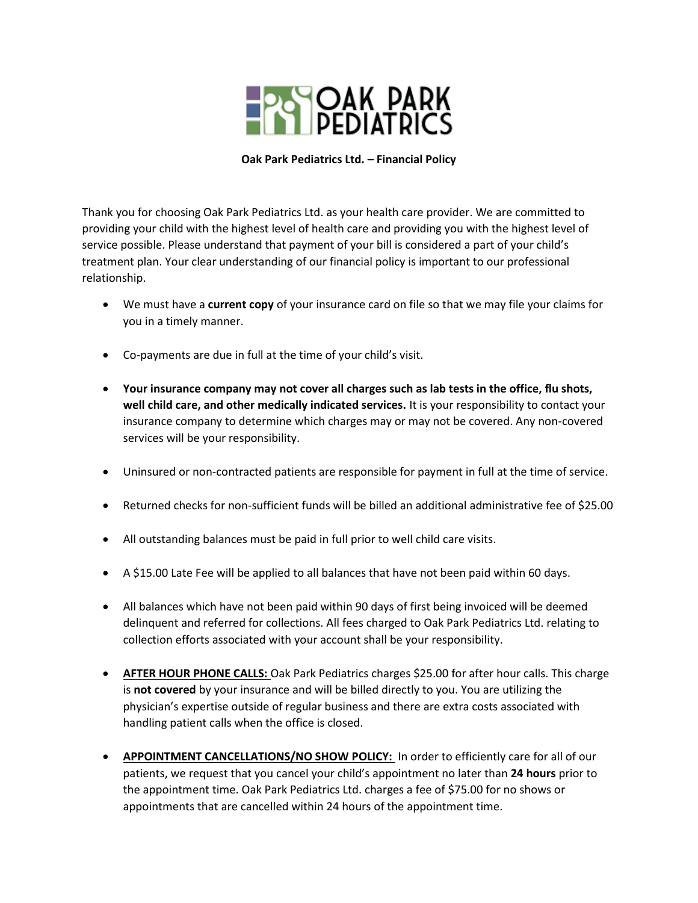OAK PARK PEDIATRICS

**Oak Park Pediatrics Ltd. – Financial Policy**

Thank you for choosing Oak Park Pediatrics Ltd. as your health care provider. We are committed to providing your child with the highest level of health care and providing you with the highest level of service possible. Please understand that payment of your bill is considered a part of your child's treatment plan. Your clear understanding of our financial policy is important to our professional relationship.

- We must have a **current copy** of your insurance card on file so that we may file your claims for you in a timely manner.
- Co-payments are due in full at the time of your child's visit.
- **Your insurance company may not cover all charges such as lab tests in the office, flu shots, well child care, and other medically indicated services.** It is your responsibility to contact your insurance company to determine which charges may or may not be covered. Any non-covered services will be your responsibility.
- Uninsured or non-contracted patients are responsible for payment in full at the time of service.
- Returned checks for non-sufficient funds will be billed an additional administrative fee of $25.00
- All outstanding balances must be paid in full prior to well child care visits.
- A $15.00 Late Fee will be applied to all balances that have not been paid within 60 days.
- All balances which have not been paid within 90 days of first being invoiced will be deemed delinquent and referred for collections. All fees charged to Oak Park Pediatrics Ltd. relating to collection efforts associated with your account shall be your responsibility.
- **AFTER HOUR PHONE CALLS:** Oak Park Pediatrics charges $25.00 for after hour calls. This charge is **not covered** by your insurance and will be billed directly to you. You are utilizing the physician's expertise outside of regular business and there are extra costs associated with handling patient calls when the office is closed.
- **APPOINTMENT CANCELLATIONS/NO SHOW POLICY:** In order to efficiently care for all of our patients, we request that you cancel your child's appointment no later than **24 hours** prior to the appointment time. Oak Park Pediatrics Ltd. charges a fee of $75.00 for no shows or appointments that are cancelled within 24 hours of the appointment time.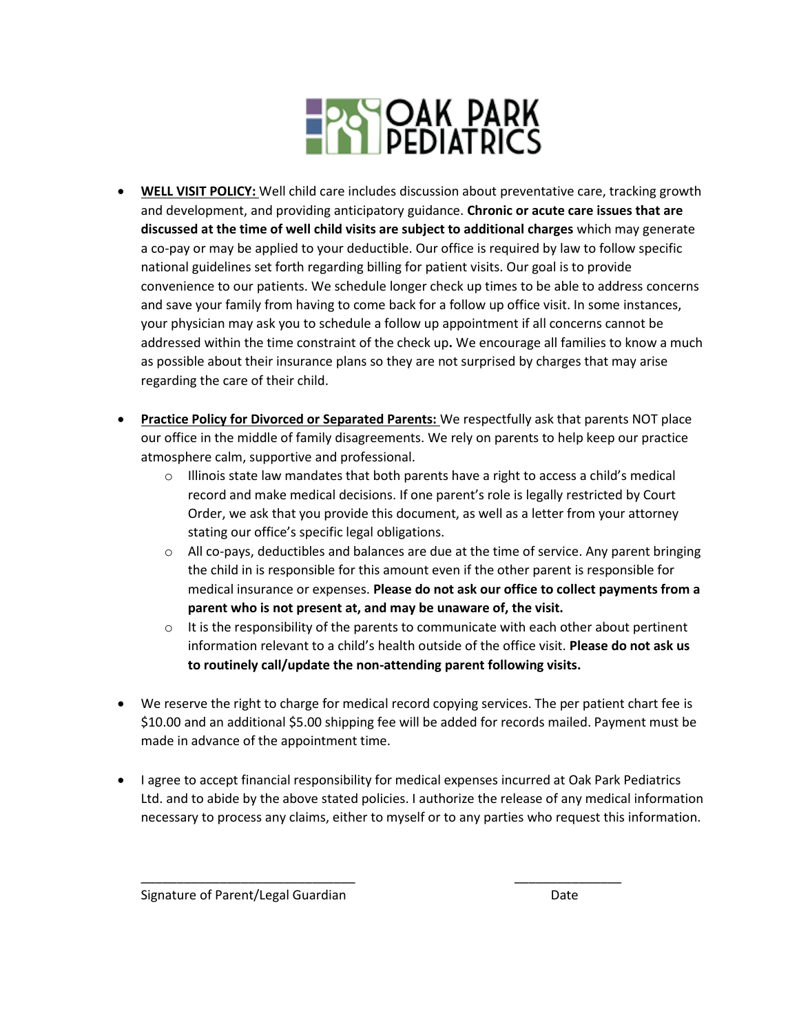OAK PARK PEDIATRICS

- **WELL VISIT POLICY:** Well child care includes discussion about preventative care, tracking growth and development, and providing anticipatory guidance. **Chronic or acute care issues that are discussed at the time of well child visits are subject to additional charges** which may generate a co-pay or may be applied to your deductible. Our office is required by law to follow specific national guidelines set forth regarding billing for patient visits. Our goal is to provide convenience to our patients. We schedule longer check up times to be able to address concerns and save your family from having to come back for a follow up office visit. In some instances, your physician may ask you to schedule a follow up appointment if all concerns cannot be addressed within the time constraint of the check up**.** We encourage all families to know a much as possible about their insurance plans so they are not surprised by charges that may arise regarding the care of their child.

- **Practice Policy for Divorced or Separated Parents:** We respectfully ask that parents NOT place our office in the middle of family disagreements. We rely on parents to help keep our practice atmosphere calm, supportive and professional.
  - Illinois state law mandates that both parents have a right to access a child's medical record and make medical decisions. If one parent's role is legally restricted by Court Order, we ask that you provide this document, as well as a letter from your attorney stating our office's specific legal obligations.
  - All co-pays, deductibles and balances are due at the time of service. Any parent bringing the child in is responsible for this amount even if the other parent is responsible for medical insurance or expenses. **Please do not ask our office to collect payments from a parent who is not present at, and may be unaware of, the visit.**
  - It is the responsibility of the parents to communicate with each other about pertinent information relevant to a child's health outside of the office visit. **Please do not ask us to routinely call/update the non-attending parent following visits.**

- We reserve the right to charge for medical record copying services. The per patient chart fee is $10.00 and an additional $5.00 shipping fee will be added for records mailed. Payment must be made in advance of the appointment time.

- I agree to accept financial responsibility for medical expenses incurred at Oak Park Pediatrics Ltd. and to abide by the above stated policies. I authorize the release of any medical information necessary to process any claims, either to myself or to any parties who request this information.

______________________________ Signature of Parent/Legal Guardian

_______________ Date